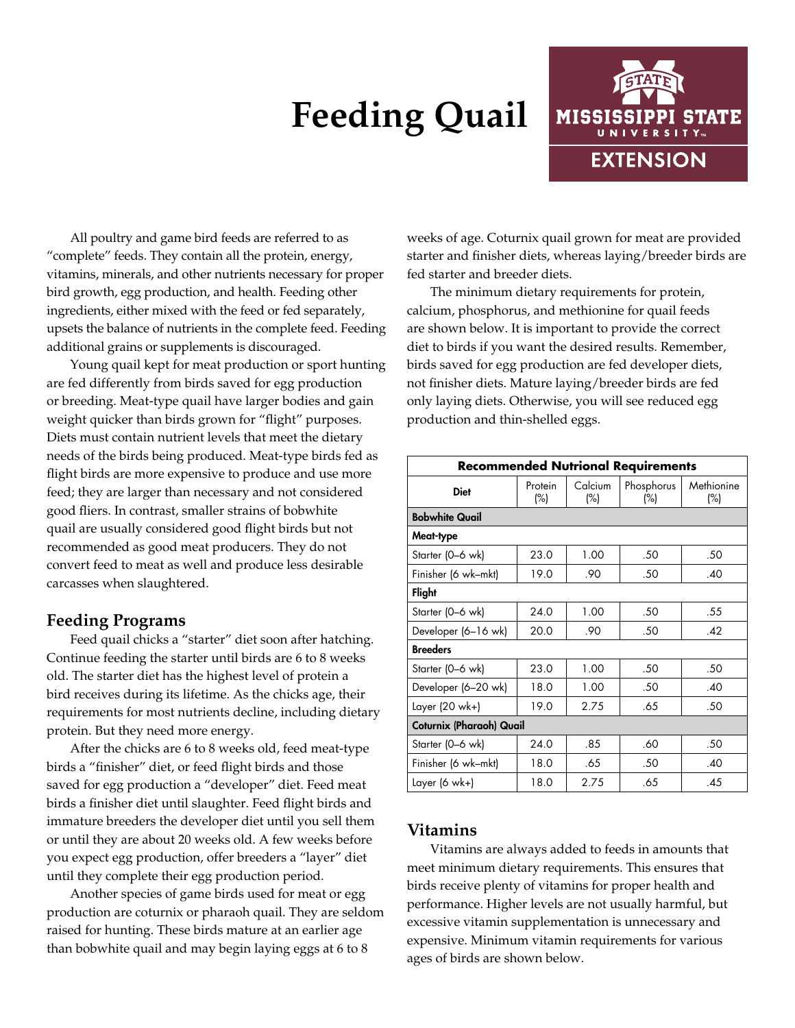# Feeding Quail

All poultry and game bird feeds are referred to as "complete" feeds. They contain all the protein, energy, vitamins, minerals, and other nutrients necessary for proper bird growth, egg production, and health. Feeding other ingredients, either mixed with the feed or fed separately, upsets the balance of nutrients in the complete feed. Feeding additional grains or supplements is discouraged.

Young quail kept for meat production or sport hunting are fed differently from birds saved for egg production or breeding. Meat-type quail have larger bodies and gain weight quicker than birds grown for "flight" purposes. Diets must contain nutrient levels that meet the dietary needs of the birds being produced. Meat-type birds fed as flight birds are more expensive to produce and use more feed; they are larger than necessary and not considered good fliers. In contrast, smaller strains of bobwhite quail are usually considered good flight birds but not recommended as good meat producers. They do not convert feed to meat as well and produce less desirable carcasses when slaughtered.

## Feeding Programs

Feed quail chicks a "starter" diet soon after hatching. Continue feeding the starter until birds are 6 to 8 weeks old. The starter diet has the highest level of protein a bird receives during its lifetime. As the chicks age, their requirements for most nutrients decline, including dietary protein. But they need more energy.

After the chicks are 6 to 8 weeks old, feed meat-type birds a "finisher" diet, or feed flight birds and those saved for egg production a "developer" diet. Feed meat birds a finisher diet until slaughter. Feed flight birds and immature breeders the developer diet until you sell them or until they are about 20 weeks old. A few weeks before you expect egg production, offer breeders a "layer" diet until they complete their egg production period.

Another species of game birds used for meat or egg production are coturnix or pharaoh quail. They are seldom raised for hunting. These birds mature at an earlier age than bobwhite quail and may begin laying eggs at 6 to 8 weeks of age. Coturnix quail grown for meat are provided starter and finisher diets, whereas laying/breeder birds are fed starter and breeder diets.

The minimum dietary requirements for protein, calcium, phosphorus, and methionine for quail feeds are shown below. It is important to provide the correct diet to birds if you want the desired results. Remember, birds saved for egg production are fed developer diets, not finisher diets. Mature laying/breeder birds are fed only laying diets. Otherwise, you will see reduced egg production and thin-shelled eggs.

| Recommended Nutrional Requirements | | | | |
|---|---|---|---|---|
| **Diet** | Protein (%) | Calcium (%) | Phosphorus (%) | Methionine (%) |
| **Bobwhite Quail** | | | | |
| **Meat-type** | | | | |
| Starter (0–6 wk) | 23.0 | 1.00 | .50 | .50 |
| Finisher (6 wk–mkt) | 19.0 | .90 | .50 | .40 |
| **Flight** | | | | |
| Starter (0–6 wk) | 24.0 | 1.00 | .50 | .55 |
| Developer (6–16 wk) | 20.0 | .90 | .50 | .42 |
| **Breeders** | | | | |
| Starter (0–6 wk) | 23.0 | 1.00 | .50 | .50 |
| Developer (6–20 wk) | 18.0 | 1.00 | .50 | .40 |
| Layer (20 wk+) | 19.0 | 2.75 | .65 | .50 |
| **Coturnix (Pharaoh) Quail** | | | | |
| Starter (0–6 wk) | 24.0 | .85 | .60 | .50 |
| Finisher (6 wk–mkt) | 18.0 | .65 | .50 | .40 |
| Layer (6 wk+) | 18.0 | 2.75 | .65 | .45 |

## Vitamins

Vitamins are always added to feeds in amounts that meet minimum dietary requirements. This ensures that birds receive plenty of vitamins for proper health and performance. Higher levels are not usually harmful, but excessive vitamin supplementation is unnecessary and expensive. Minimum vitamin requirements for various ages of birds are shown below.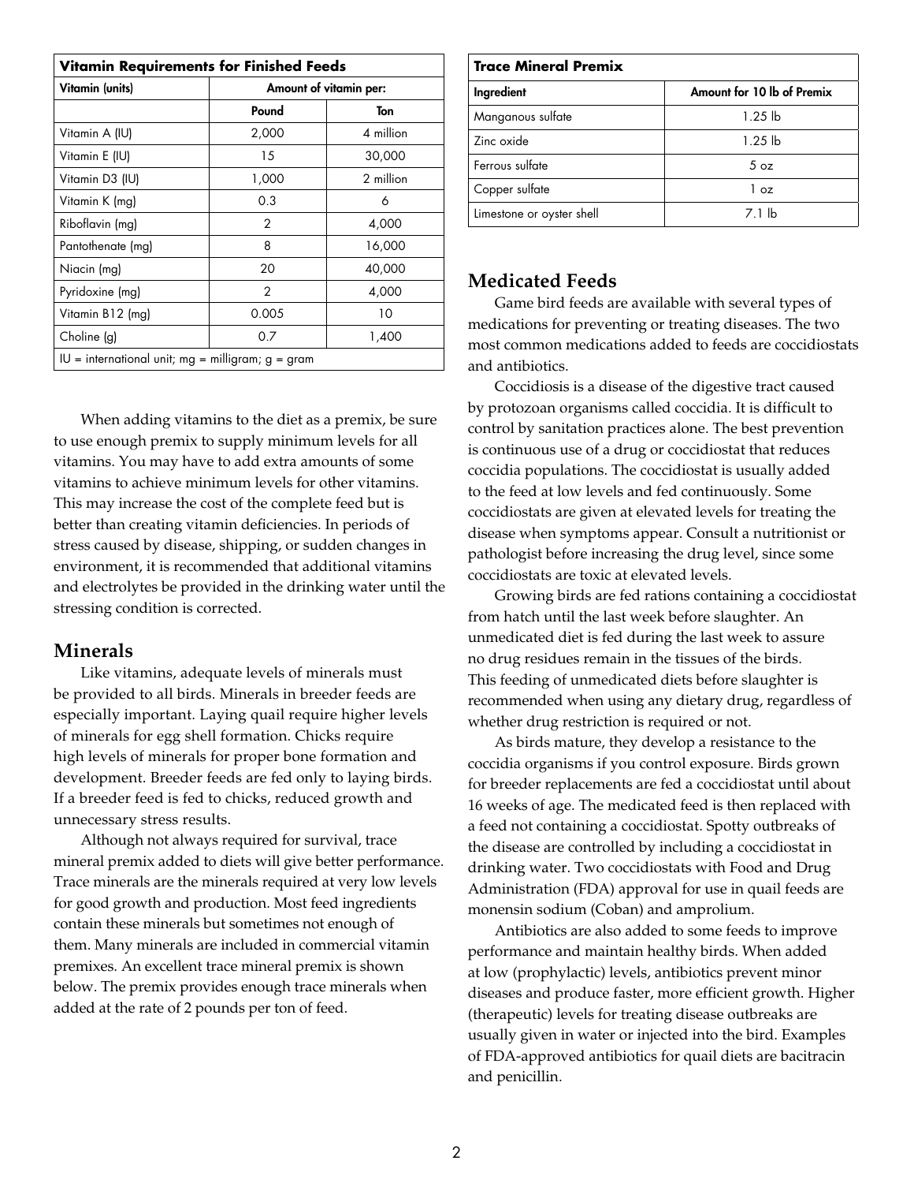| Vitamin Requirements for Finished Feeds | | |
|---|---|---|
| Vitamin (units) | Amount of vitamin per: | |
| | Pound | Ton |
| Vitamin A (IU) | 2,000 | 4 million |
| Vitamin E (IU) | 15 | 30,000 |
| Vitamin D3 (IU) | 1,000 | 2 million |
| Vitamin K (mg) | 0.3 | 6 |
| Riboflavin (mg) | 2 | 4,000 |
| Pantothenate (mg) | 8 | 16,000 |
| Niacin (mg) | 20 | 40,000 |
| Pyridoxine (mg) | 2 | 4,000 |
| Vitamin B12 (mg) | 0.005 | 10 |
| Choline (g) | 0.7 | 1,400 |
| IU = international unit; mg = milligram; g = gram | | |

When adding vitamins to the diet as a premix, be sure to use enough premix to supply minimum levels for all vitamins. You may have to add extra amounts of some vitamins to achieve minimum levels for other vitamins. This may increase the cost of the complete feed but is better than creating vitamin deficiencies. In periods of stress caused by disease, shipping, or sudden changes in environment, it is recommended that additional vitamins and electrolytes be provided in the drinking water until the stressing condition is corrected.

## Minerals

Like vitamins, adequate levels of minerals must be provided to all birds. Minerals in breeder feeds are especially important. Laying quail require higher levels of minerals for egg shell formation. Chicks require high levels of minerals for proper bone formation and development. Breeder feeds are fed only to laying birds. If a breeder feed is fed to chicks, reduced growth and unnecessary stress results.

Although not always required for survival, trace mineral premix added to diets will give better performance. Trace minerals are the minerals required at very low levels for good growth and production. Most feed ingredients contain these minerals but sometimes not enough of them. Many minerals are included in commercial vitamin premixes. An excellent trace mineral premix is shown below. The premix provides enough trace minerals when added at the rate of 2 pounds per ton of feed.

| Trace Mineral Premix | |
|---|---|
| Ingredient | Amount for 10 lb of Premix |
| Manganous sulfate | 1.25 lb |
| Zinc oxide | 1.25 lb |
| Ferrous sulfate | 5 oz |
| Copper sulfate | 1 oz |
| Limestone or oyster shell | 7.1 lb |

## Medicated Feeds

Game bird feeds are available with several types of medications for preventing or treating diseases. The two most common medications added to feeds are coccidiostats and antibiotics.

Coccidiosis is a disease of the digestive tract caused by protozoan organisms called coccidia. It is difficult to control by sanitation practices alone. The best prevention is continuous use of a drug or coccidiostat that reduces coccidia populations. The coccidiostat is usually added to the feed at low levels and fed continuously. Some coccidiostats are given at elevated levels for treating the disease when symptoms appear. Consult a nutritionist or pathologist before increasing the drug level, since some coccidiostats are toxic at elevated levels.

Growing birds are fed rations containing a coccidiostat from hatch until the last week before slaughter. An unmedicated diet is fed during the last week to assure no drug residues remain in the tissues of the birds. This feeding of unmedicated diets before slaughter is recommended when using any dietary drug, regardless of whether drug restriction is required or not.

As birds mature, they develop a resistance to the coccidia organisms if you control exposure. Birds grown for breeder replacements are fed a coccidiostat until about 16 weeks of age. The medicated feed is then replaced with a feed not containing a coccidiostat. Spotty outbreaks of the disease are controlled by including a coccidiostat in drinking water. Two coccidiostats with Food and Drug Administration (FDA) approval for use in quail feeds are monensin sodium (Coban) and amprolium.

Antibiotics are also added to some feeds to improve performance and maintain healthy birds. When added at low (prophylactic) levels, antibiotics prevent minor diseases and produce faster, more efficient growth. Higher (therapeutic) levels for treating disease outbreaks are usually given in water or injected into the bird. Examples of FDA-approved antibiotics for quail diets are bacitracin and penicillin.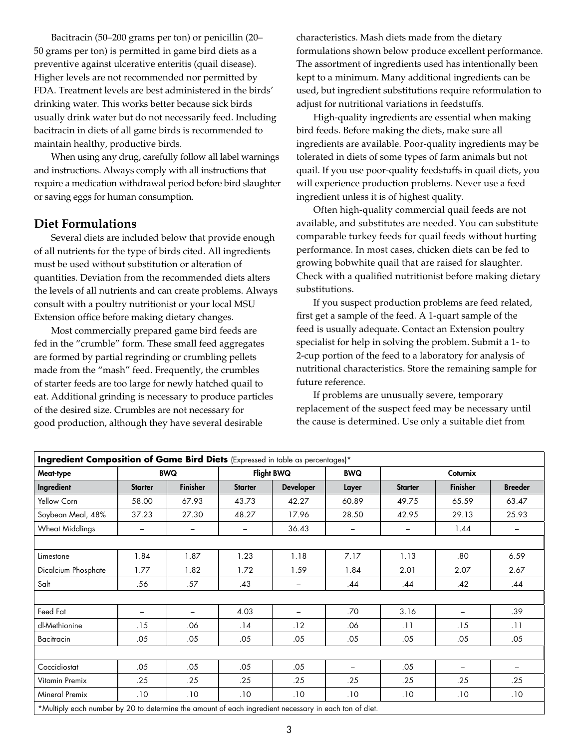Bacitracin (50–200 grams per ton) or penicillin (20–50 grams per ton) is permitted in game bird diets as a preventive against ulcerative enteritis (quail disease). Higher levels are not recommended nor permitted by FDA. Treatment levels are best administered in the birds' drinking water. This works better because sick birds usually drink water but do not necessarily feed. Including bacitracin in diets of all game birds is recommended to maintain healthy, productive birds.

When using any drug, carefully follow all label warnings and instructions. Always comply with all instructions that require a medication withdrawal period before bird slaughter or saving eggs for human consumption.

## Diet Formulations

Several diets are included below that provide enough of all nutrients for the type of birds cited. All ingredients must be used without substitution or alteration of quantities. Deviation from the recommended diets alters the levels of all nutrients and can create problems. Always consult with a poultry nutritionist or your local MSU Extension office before making dietary changes.

Most commercially prepared game bird feeds are fed in the "crumble" form. These small feed aggregates are formed by partial regrinding or crumbling pellets made from the "mash" feed. Frequently, the crumbles of starter feeds are too large for newly hatched quail to eat. Additional grinding is necessary to produce particles of the desired size. Crumbles are not necessary for good production, although they have several desirable characteristics. Mash diets made from the dietary formulations shown below produce excellent performance. The assortment of ingredients used has intentionally been kept to a minimum. Many additional ingredients can be used, but ingredient substitutions require reformulation to adjust for nutritional variations in feedstuffs.

High-quality ingredients are essential when making bird feeds. Before making the diets, make sure all ingredients are available. Poor-quality ingredients may be tolerated in diets of some types of farm animals but not quail. If you use poor-quality feedstuffs in quail diets, you will experience production problems. Never use a feed ingredient unless it is of highest quality.

Often high-quality commercial quail feeds are not available, and substitutes are needed. You can substitute comparable turkey feeds for quail feeds without hurting performance. In most cases, chicken diets can be fed to growing bobwhite quail that are raised for slaughter. Check with a qualified nutritionist before making dietary substitutions.

If you suspect production problems are feed related, first get a sample of the feed. A 1-quart sample of the feed is usually adequate. Contact an Extension poultry specialist for help in solving the problem. Submit a 1- to 2-cup portion of the feed to a laboratory for analysis of nutritional characteristics. Store the remaining sample for future reference.

If problems are unusually severe, temporary replacement of the suspect feed may be necessary until the cause is determined. Use only a suitable diet from

**Ingredient Composition of Game Bird Diets** (Expressed in table as percentages)*

| Meat-type | BWQ | | Flight BWQ | | BWQ | Coturnix | | |
|---|---|---|---|---|---|---|---|---|
| **Ingredient** | **Starter** | **Finisher** | **Starter** | **Developer** | **Layer** | **Starter** | **Finisher** | **Breeder** |
| Yellow Corn | 58.00 | 67.93 | 43.73 | 42.27 | 60.89 | 49.75 | 65.59 | 63.47 |
| Soybean Meal, 48% | 37.23 | 27.30 | 48.27 | 17.96 | 28.50 | 42.95 | 29.13 | 25.93 |
| Wheat Middlings | – | – | – | 36.43 | – | – | 1.44 | – |
| | | | | | | | | |
| Limestone | 1.84 | 1.87 | 1.23 | 1.18 | 7.17 | 1.13 | .80 | 6.59 |
| Dicalcium Phosphate | 1.77 | 1.82 | 1.72 | 1.59 | 1.84 | 2.01 | 2.07 | 2.67 |
| Salt | .56 | .57 | .43 | – | .44 | .44 | .42 | .44 |
| | | | | | | | | |
| Feed Fat | – | – | 4.03 | – | .70 | 3.16 | – | .39 |
| dl-Methionine | .15 | .06 | .14 | .12 | .06 | .11 | .15 | .11 |
| Bacitracin | .05 | .05 | .05 | .05 | .05 | .05 | .05 | .05 |
| | | | | | | | | |
| Coccidiostat | .05 | .05 | .05 | .05 | – | .05 | – | – |
| Vitamin Premix | .25 | .25 | .25 | .25 | .25 | .25 | .25 | .25 |
| Mineral Premix | .10 | .10 | .10 | .10 | .10 | .10 | .10 | .10 |

*Multiply each number by 20 to determine the amount of each ingredient necessary in each ton of diet.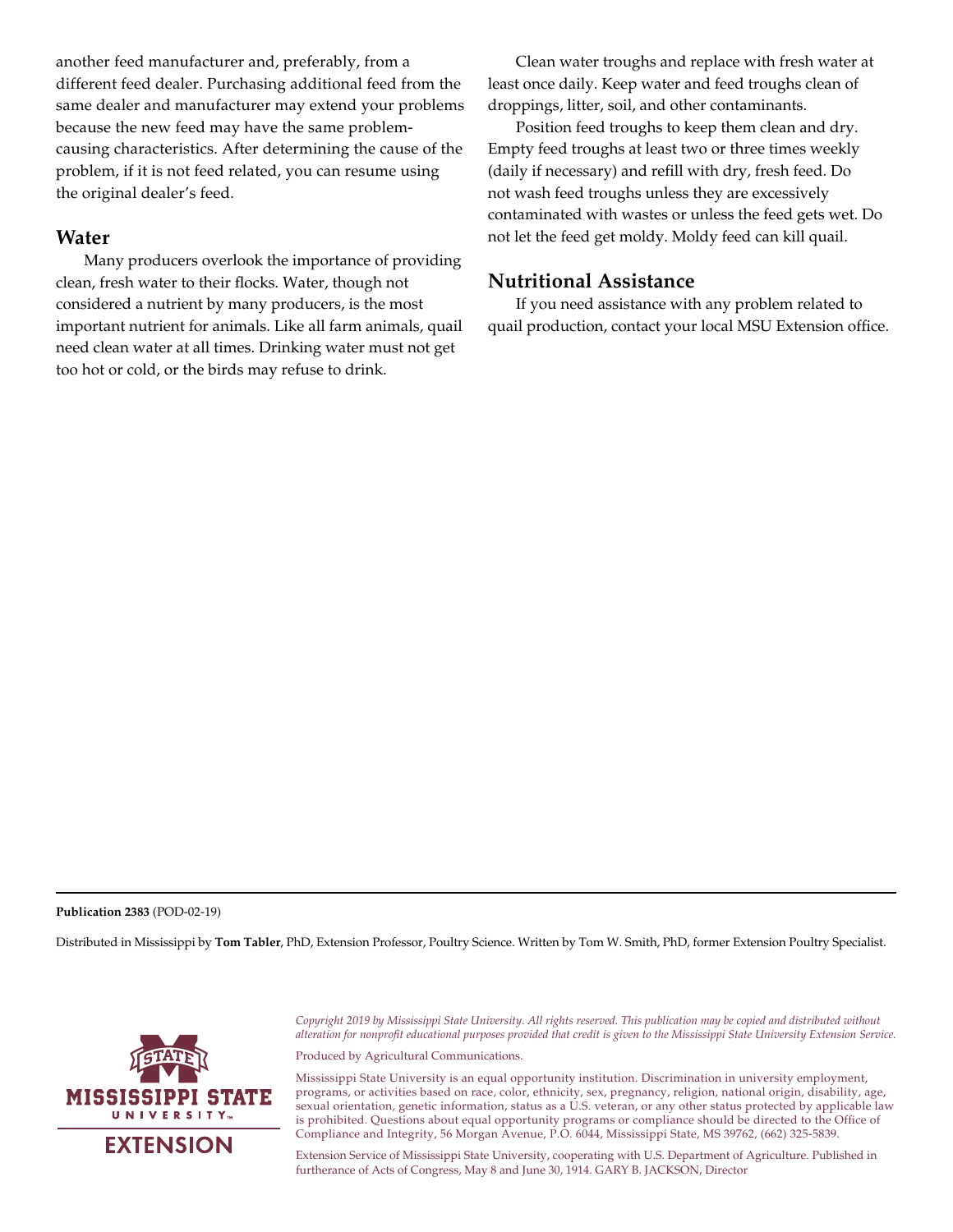another feed manufacturer and, preferably, from a different feed dealer. Purchasing additional feed from the same dealer and manufacturer may extend your problems because the new feed may have the same problem-causing characteristics. After determining the cause of the problem, if it is not feed related, you can resume using the original dealer's feed.

## Water

Many producers overlook the importance of providing clean, fresh water to their flocks. Water, though not considered a nutrient by many producers, is the most important nutrient for animals. Like all farm animals, quail need clean water at all times. Drinking water must not get too hot or cold, or the birds may refuse to drink.

Clean water troughs and replace with fresh water at least once daily. Keep water and feed troughs clean of droppings, litter, soil, and other contaminants.

Position feed troughs to keep them clean and dry. Empty feed troughs at least two or three times weekly (daily if necessary) and refill with dry, fresh feed. Do not wash feed troughs unless they are excessively contaminated with wastes or unless the feed gets wet. Do not let the feed get moldy. Moldy feed can kill quail.

## Nutritional Assistance

If you need assistance with any problem related to quail production, contact your local MSU Extension office.

---

**Publication 2383** (POD-02-19)

Distributed in Mississippi by **Tom Tabler**, PhD, Extension Professor, Poultry Science. Written by Tom W. Smith, PhD, former Extension Poultry Specialist.

MISSISSIPPI STATE UNIVERSITY™ EXTENSION

*Copyright 2019 by Mississippi State University. All rights reserved. This publication may be copied and distributed without alteration for nonprofit educational purposes provided that credit is given to the Mississippi State University Extension Service.*

Produced by Agricultural Communications.

Mississippi State University is an equal opportunity institution. Discrimination in university employment, programs, or activities based on race, color, ethnicity, sex, pregnancy, religion, national origin, disability, age, sexual orientation, genetic information, status as a U.S. veteran, or any other status protected by applicable law is prohibited. Questions about equal opportunity programs or compliance should be directed to the Office of Compliance and Integrity, 56 Morgan Avenue, P.O. 6044, Mississippi State, MS 39762, (662) 325-5839.

Extension Service of Mississippi State University, cooperating with U.S. Department of Agriculture. Published in furtherance of Acts of Congress, May 8 and June 30, 1914. GARY B. JACKSON, Director